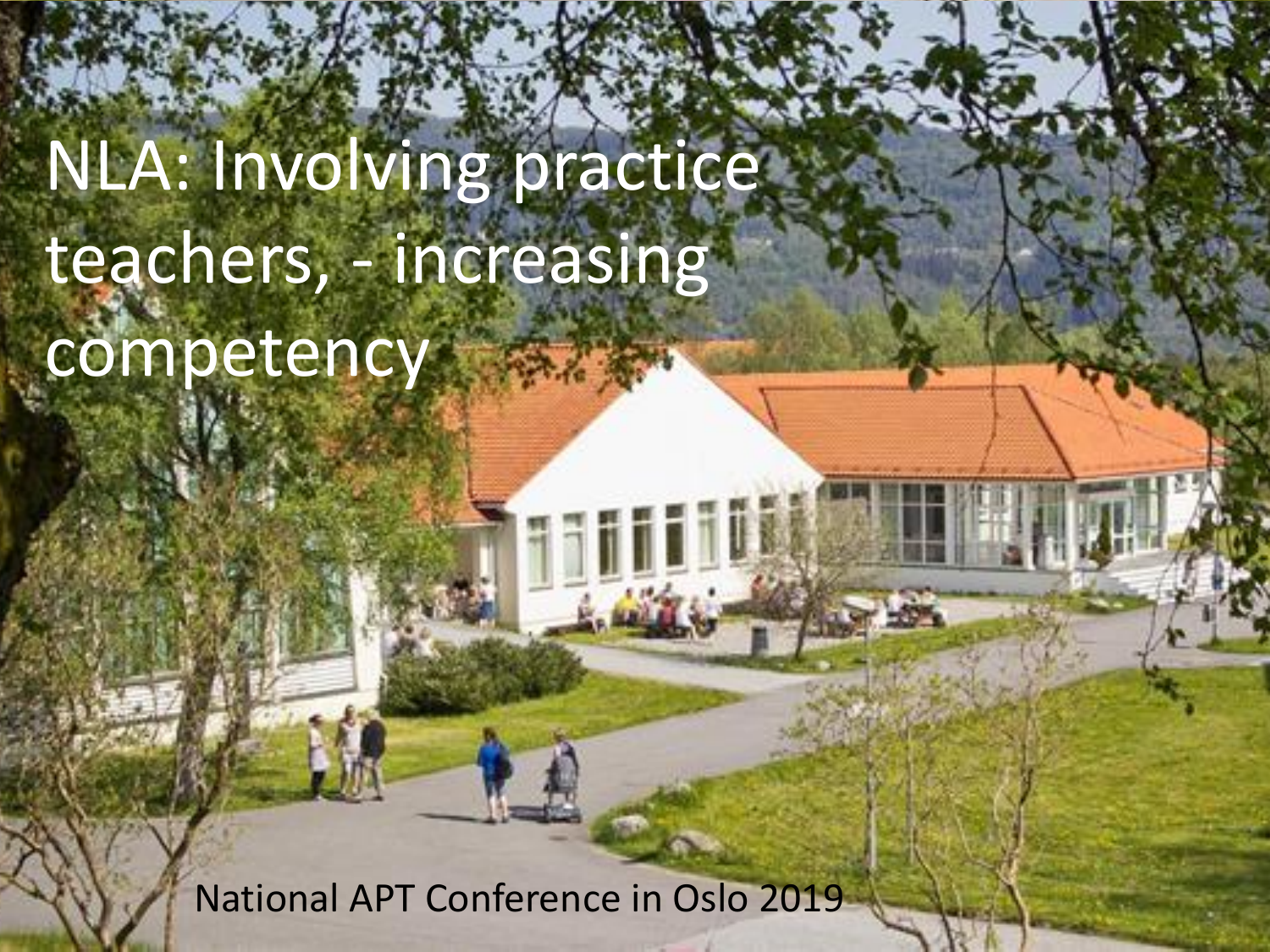# NLA: Involving practice teachers, - increasing competency

National APT Conference in Oslo 2019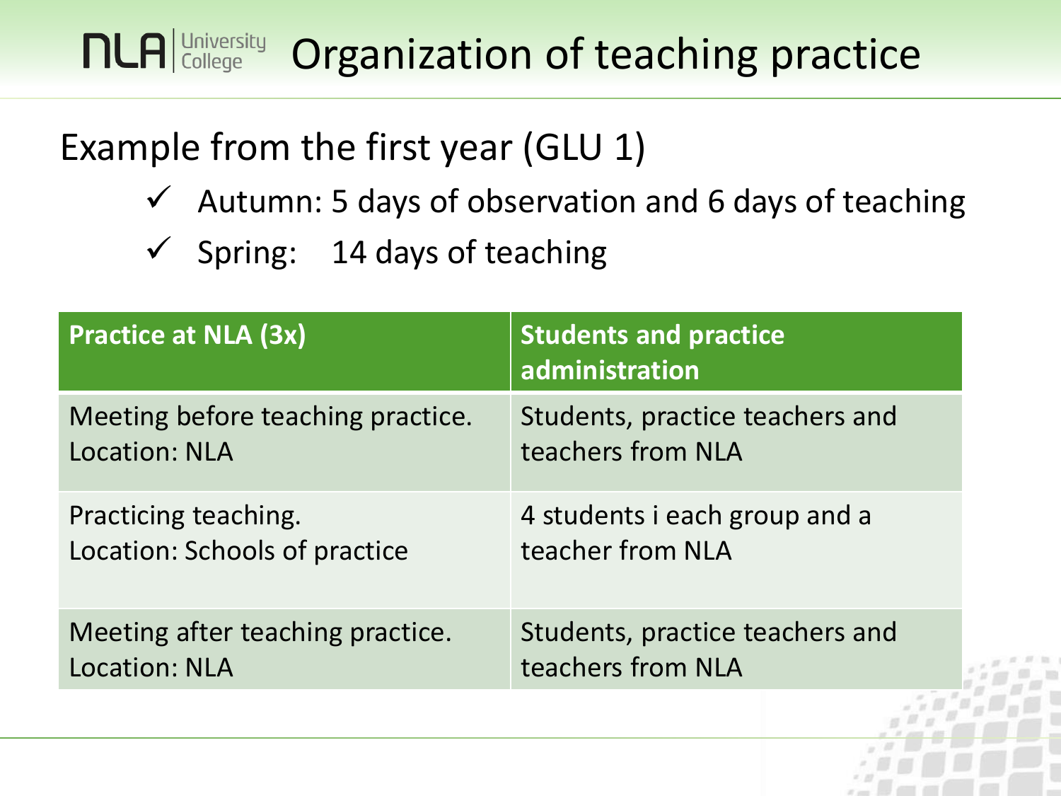# Organization of teaching practice

## Example from the first year (GLU 1)

- ✓ Autumn: 5 days of observation and 6 days of teaching
- ✓ Spring: 14 days of teaching

| Practice at NLA (3x) | Students and practice administration |
|---|---|
| Meeting before teaching practice. Location: NLA | Students, practice teachers and teachers from NLA |
| Practicing teaching. Location: Schools of practice | 4 students i each group and a teacher from NLA |
| Meeting after teaching practice. Location: NLA | Students, practice teachers and teachers from NLA |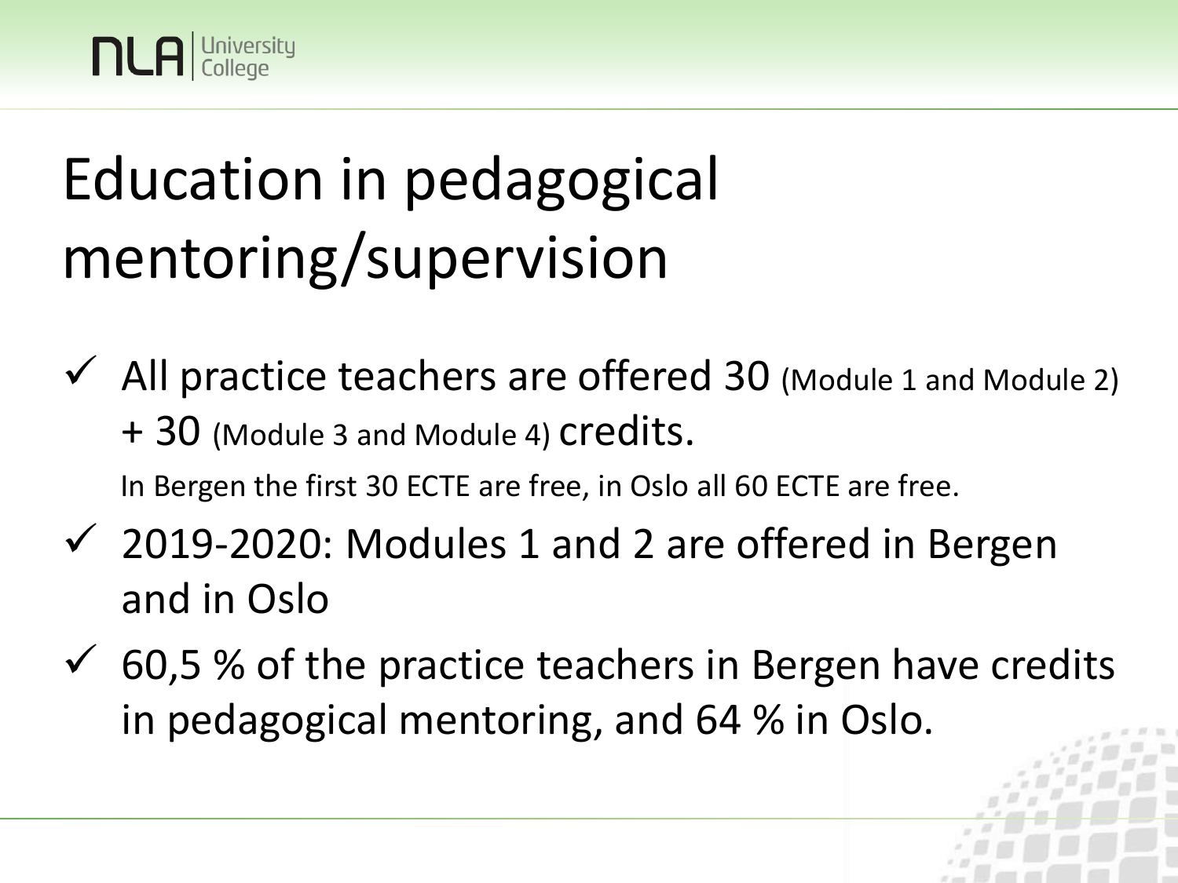# Education in pedagogical mentoring/supervision

- ✓ All practice teachers are offered 30 (Module 1 and Module 2) + 30 (Module 3 and Module 4) credits.

  In Bergen the first 30 ECTE are free, in Oslo all 60 ECTE are free.
- ✓ 2019-2020: Modules 1 and 2 are offered in Bergen and in Oslo
- ✓ 60,5 % of the practice teachers in Bergen have credits in pedagogical mentoring, and 64 % in Oslo.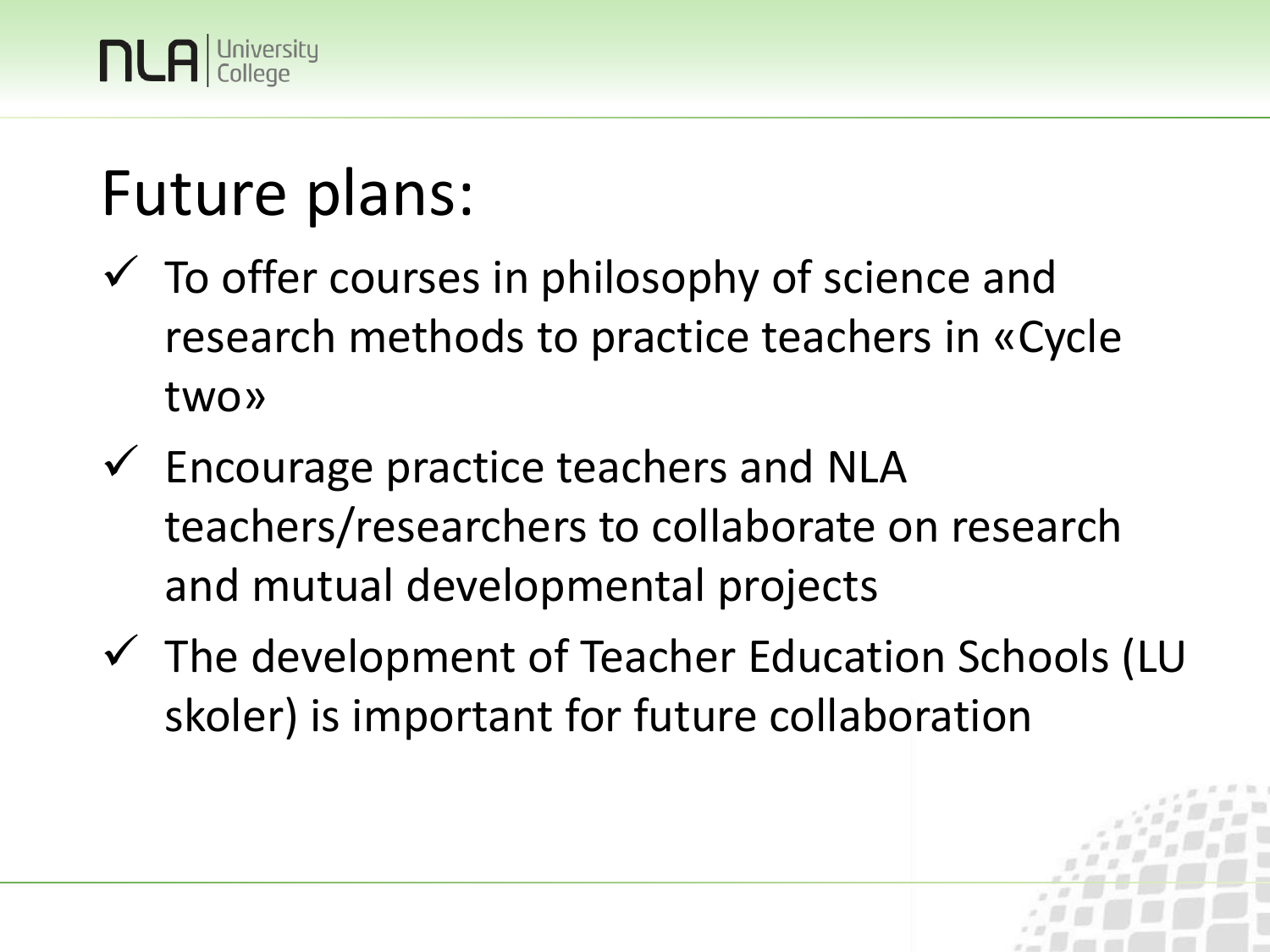# Future plans:

- ✓ To offer courses in philosophy of science and research methods to practice teachers in «Cycle two»
- ✓ Encourage practice teachers and NLA teachers/researchers to collaborate on research and mutual developmental projects
- ✓ The development of Teacher Education Schools (LU skoler) is important for future collaboration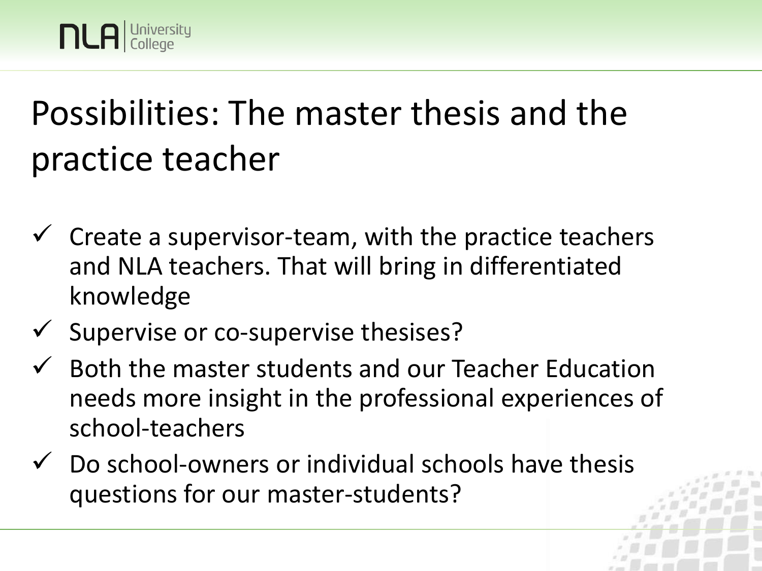# Possibilities: The master thesis and the practice teacher

- ✓ Create a supervisor-team, with the practice teachers and NLA teachers. That will bring in differentiated knowledge
- ✓ Supervise or co-supervise thesises?
- ✓ Both the master students and our Teacher Education needs more insight in the professional experiences of school-teachers
- ✓ Do school-owners or individual schools have thesis questions for our master-students?